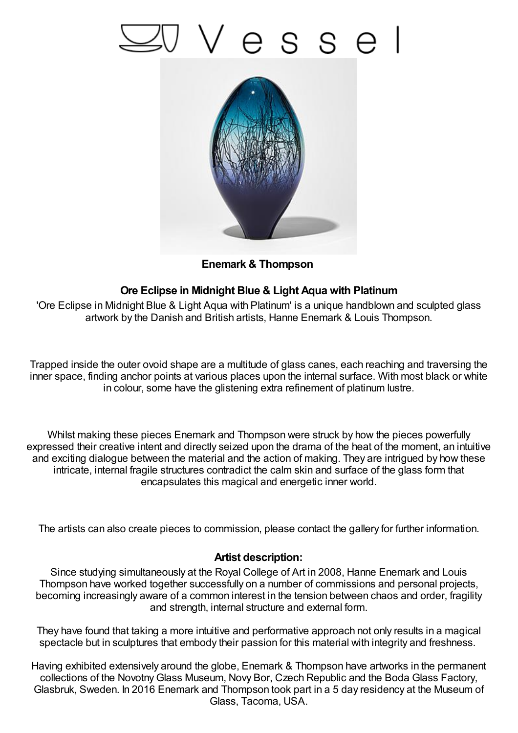# Vessel

**Enemark & Thompson**

## Ore Eclipse in Midnight Blue & Light Aqua with Platinum

'Ore Eclipse in Midnight Blue & Light Aqua with Platinum' is a unique handblown and sculpted glass artwork by the Danish and British artists, Hanne Enemark & Louis Thompson.

Trapped inside the outer ovoid shape are a multitude of glass canes, each reaching and traversing the inner space, finding anchor points at various places upon the internal surface. With most black or white in colour, some have the glistening extra refinement of platinum lustre.

Whilst making these pieces Enemark and Thompson were struck by how the pieces powerfully expressed their creative intent and directly seized upon the drama of the heat of the moment, an intuitive and exciting dialogue between the material and the action of making. They are intrigued by how these intricate, internal fragile structures contradict the calm skin and surface of the glass form that encapsulates this magical and energetic inner world.

The artists can also create pieces to commission, please contact the gallery for further information.

### Artist description:

Since studying simultaneously at the Royal College of Art in 2008, Hanne Enemark and Louis Thompson have worked together successfully on a number of commissions and personal projects, becoming increasingly aware of a common interest in the tension between chaos and order, fragility and strength, internal structure and external form.

They have found that taking a more intuitive and performative approach not only results in a magical spectacle but in sculptures that embody their passion for this material with integrity and freshness.

Having exhibited extensively around the globe, Enemark & Thompson have artworks in the permanent collections of the Novotny Glass Museum, Novy Bor, Czech Republic and the Boda Glass Factory, Glasbruk, Sweden. In 2016 Enemark and Thompson took part in a 5 day residency at the Museum of Glass, Tacoma, USA.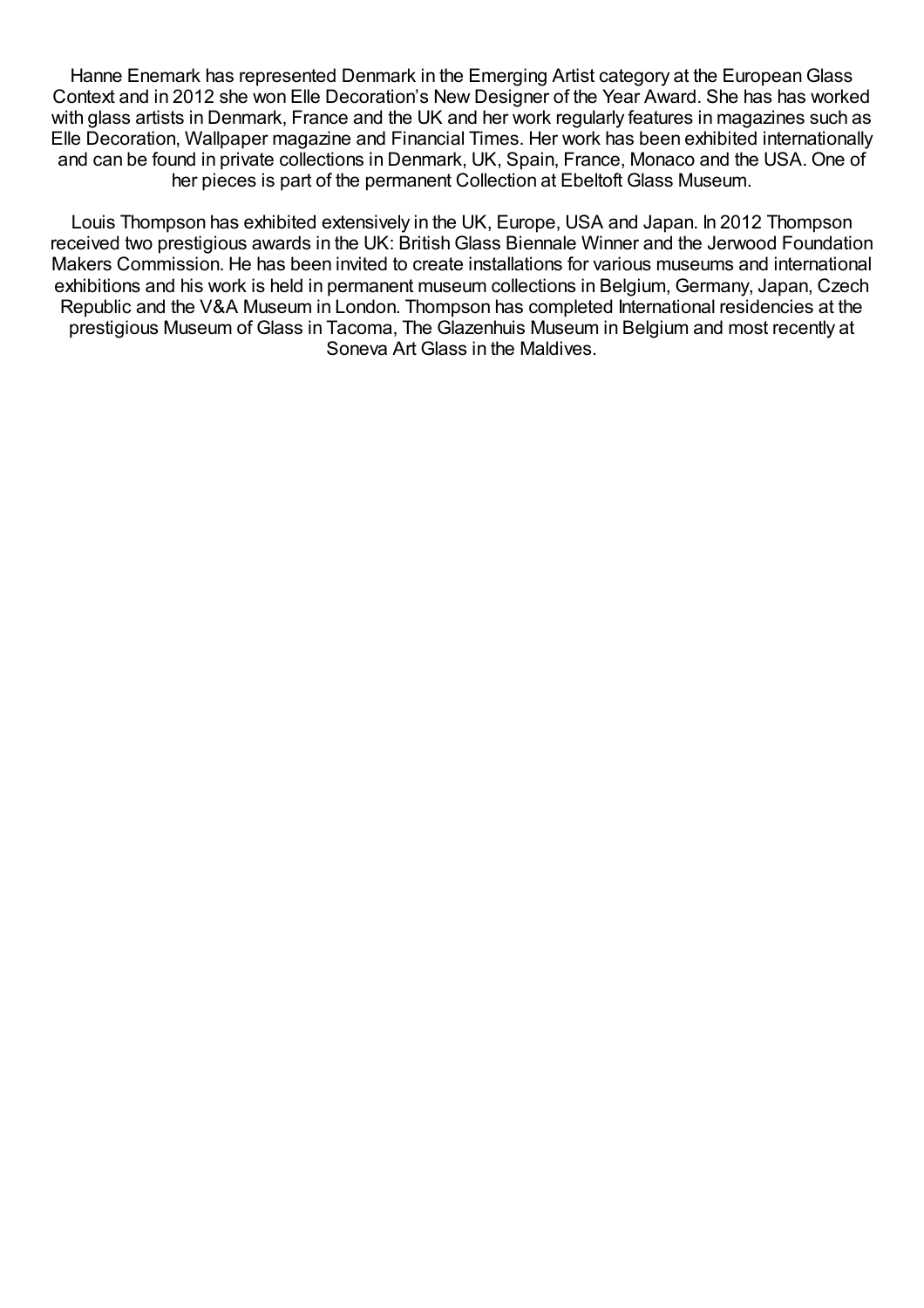Hanne Enemark has represented Denmark in the Emerging Artist category at the European Glass Context and in 2012 she won Elle Decoration's New Designer of the Year Award. She has has worked with glass artists in Denmark, France and the UK and her work regularly features in magazines such as Elle Decoration, Wallpaper magazine and Financial Times. Her work has been exhibited internationally and can be found in private collections in Denmark, UK, Spain, France, Monaco and the USA. One of her pieces is part of the permanent Collection at Ebeltoft Glass Museum.

Louis Thompson has exhibited extensively in the UK, Europe, USA and Japan. In 2012 Thompson received two prestigious awards in the UK: British Glass Biennale Winner and the Jerwood Foundation Makers Commission. He has been invited to create installations for various museums and international exhibitions and his work is held in permanent museum collections in Belgium, Germany, Japan, Czech Republic and the V&A Museum in London. Thompson has completed International residencies at the prestigious Museum of Glass in Tacoma, The Glazenhuis Museum in Belgium and most recently at Soneva Art Glass in the Maldives.